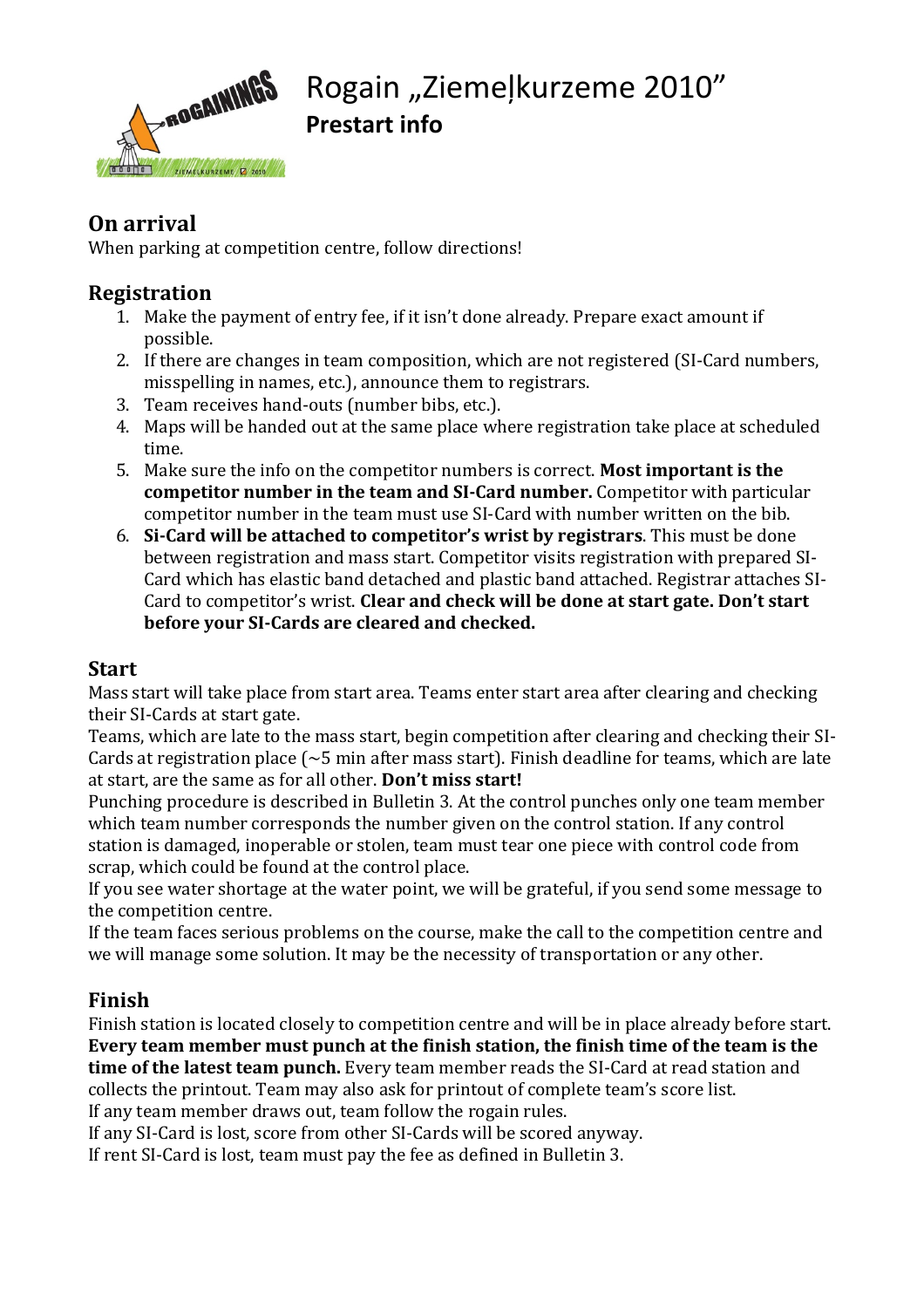# Rogain „Ziemeļkurzeme 2010"

**Prestart info**

## On arrival

When parking at competition centre, follow directions!

## Registration

1. Make the payment of entry fee, if it isn't done already. Prepare exact amount if possible.
2. If there are changes in team composition, which are not registered (SI-Card numbers, misspelling in names, etc.), announce them to registrars.
3. Team receives hand-outs (number bibs, etc.).
4. Maps will be handed out at the same place where registration take place at scheduled time.
5. Make sure the info on the competitor numbers is correct. **Most important is the competitor number in the team and SI-Card number.** Competitor with particular competitor number in the team must use SI-Card with number written on the bib.
6. **Si-Card will be attached to competitor's wrist by registrars**. This must be done between registration and mass start. Competitor visits registration with prepared SI-Card which has elastic band detached and plastic band attached. Registrar attaches SI-Card to competitor's wrist. **Clear and check will be done at start gate. Don't start before your SI-Cards are cleared and checked.**

## Start

Mass start will take place from start area. Teams enter start area after clearing and checking their SI-Cards at start gate.

Teams, which are late to the mass start, begin competition after clearing and checking their SI-Cards at registration place (~5 min after mass start). Finish deadline for teams, which are late at start, are the same as for all other. **Don't miss start!**

Punching procedure is described in Bulletin 3. At the control punches only one team member which team number corresponds the number given on the control station. If any control station is damaged, inoperable or stolen, team must tear one piece with control code from scrap, which could be found at the control place.

If you see water shortage at the water point, we will be grateful, if you send some message to the competition centre.

If the team faces serious problems on the course, make the call to the competition centre and we will manage some solution. It may be the necessity of transportation or any other.

## Finish

Finish station is located closely to competition centre and will be in place already before start. **Every team member must punch at the finish station, the finish time of the team is the time of the latest team punch.** Every team member reads the SI-Card at read station and collects the printout. Team may also ask for printout of complete team's score list.

If any team member draws out, team follow the rogain rules.

If any SI-Card is lost, score from other SI-Cards will be scored anyway.

If rent SI-Card is lost, team must pay the fee as defined in Bulletin 3.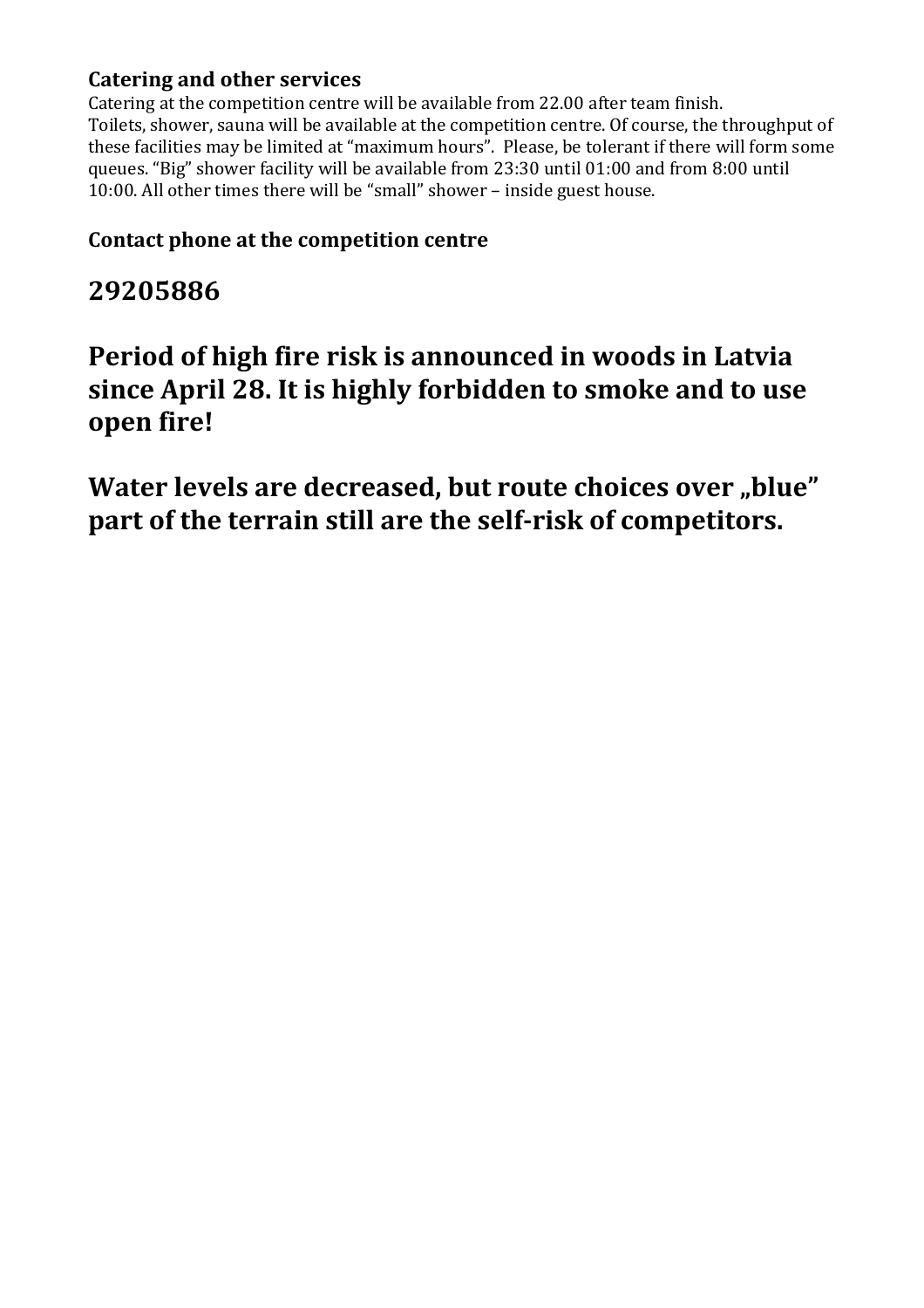### Catering and other services

Catering at the competition centre will be available from 22.00 after team finish.
Toilets, shower, sauna will be available at the competition centre. Of course, the throughput of these facilities may be limited at "maximum hours". Please, be tolerant if there will form some queues. "Big" shower facility will be available from 23:30 until 01:00 and from 8:00 until 10:00. All other times there will be "small" shower – inside guest house.

### Contact phone at the competition centre

## 29205886

## Period of high fire risk is announced in woods in Latvia since April 28. It is highly forbidden to smoke and to use open fire!

## Water levels are decreased, but route choices over „blue" part of the terrain still are the self-risk of competitors.